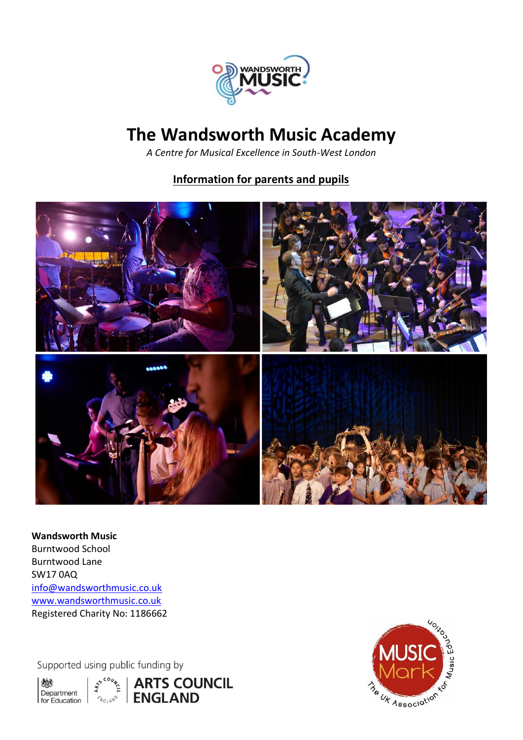# The Wandsworth Music Academy

*A Centre for Musical Excellence in South-West London*

## Information for parents and pupils

**Wandsworth Music**
Burntwood School
Burntwood Lane
SW17 0AQ
info@wandsworthmusic.co.uk
www.wandsworthmusic.co.uk
Registered Charity No: 1186662

Supported using public funding by

Department for Education

ARTS COUNCIL ENGLAND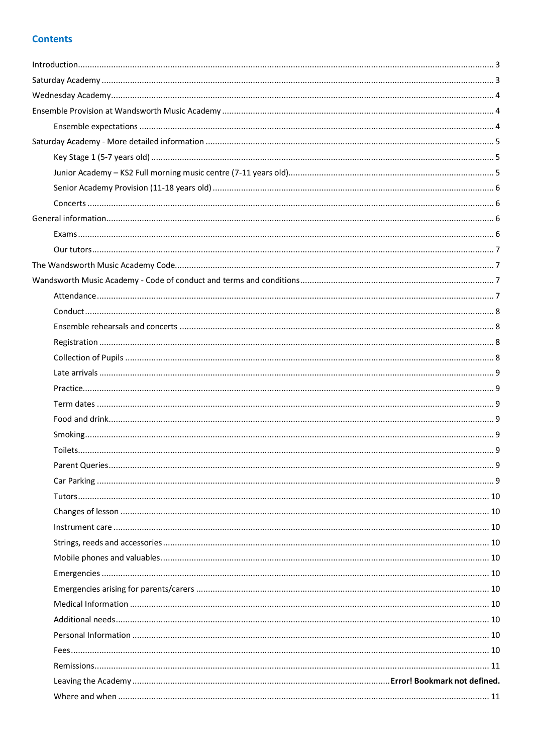## Contents

- Introduction ..... 3
- Saturday Academy ..... 3
- Wednesday Academy ..... 4
- Ensemble Provision at Wandsworth Music Academy ..... 4
  - Ensemble expectations ..... 4
- Saturday Academy - More detailed information ..... 5
  - Key Stage 1 (5-7 years old) ..... 5
  - Junior Academy – KS2 Full morning music centre (7-11 years old) ..... 5
  - Senior Academy Provision (11-18 years old) ..... 6
  - Concerts ..... 6
- General information ..... 6
  - Exams ..... 6
  - Our tutors ..... 7
- The Wandsworth Music Academy Code ..... 7
- Wandsworth Music Academy - Code of conduct and terms and conditions ..... 7
  - Attendance ..... 7
  - Conduct ..... 8
  - Ensemble rehearsals and concerts ..... 8
  - Registration ..... 8
  - Collection of Pupils ..... 8
  - Late arrivals ..... 9
  - Practice ..... 9
  - Term dates ..... 9
  - Food and drink ..... 9
  - Smoking ..... 9
  - Toilets ..... 9
  - Parent Queries ..... 9
  - Car Parking ..... 9
  - Tutors ..... 10
  - Changes of lesson ..... 10
  - Instrument care ..... 10
  - Strings, reeds and accessories ..... 10
  - Mobile phones and valuables ..... 10
  - Emergencies ..... 10
  - Emergencies arising for parents/carers ..... 10
  - Medical Information ..... 10
  - Additional needs ..... 10
  - Personal Information ..... 10
  - Fees ..... 10
  - Remissions ..... 11
  - Leaving the Academy ..... **Error! Bookmark not defined.**
  - Where and when ..... 11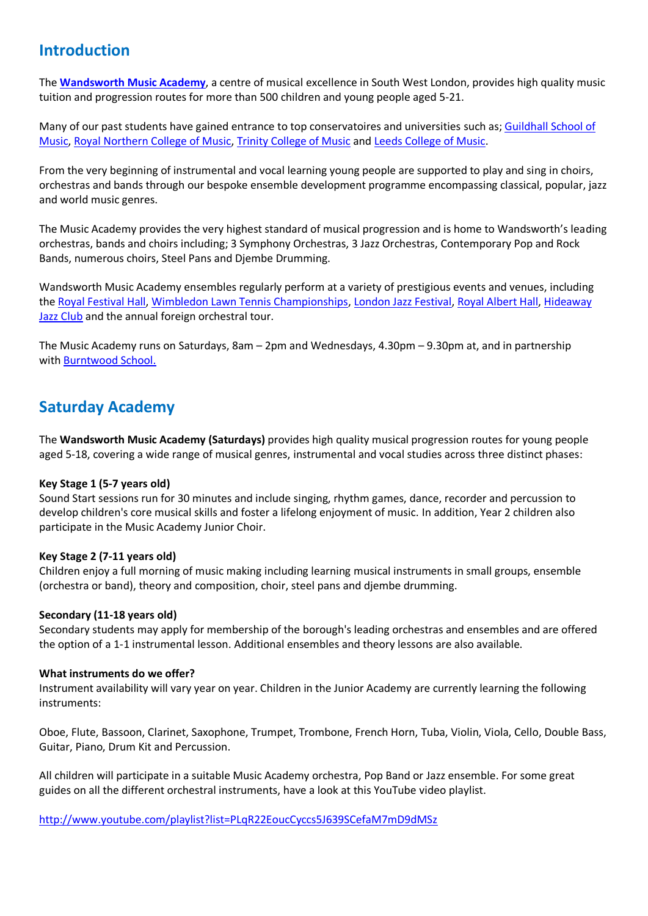## Introduction

The **Wandsworth Music Academy**, a centre of musical excellence in South West London, provides high quality music tuition and progression routes for more than 500 children and young people aged 5-21.

Many of our past students have gained entrance to top conservatoires and universities such as; Guildhall School of Music, Royal Northern College of Music, Trinity College of Music and Leeds College of Music.

From the very beginning of instrumental and vocal learning young people are supported to play and sing in choirs, orchestras and bands through our bespoke ensemble development programme encompassing classical, popular, jazz and world music genres.

The Music Academy provides the very highest standard of musical progression and is home to Wandsworth's leading orchestras, bands and choirs including; 3 Symphony Orchestras, 3 Jazz Orchestras, Contemporary Pop and Rock Bands, numerous choirs, Steel Pans and Djembe Drumming.

Wandsworth Music Academy ensembles regularly perform at a variety of prestigious events and venues, including the Royal Festival Hall, Wimbledon Lawn Tennis Championships, London Jazz Festival, Royal Albert Hall, Hideaway Jazz Club and the annual foreign orchestral tour.

The Music Academy runs on Saturdays, 8am – 2pm and Wednesdays, 4.30pm – 9.30pm at, and in partnership with Burntwood School.

## Saturday Academy

The **Wandsworth Music Academy (Saturdays)** provides high quality musical progression routes for young people aged 5-18, covering a wide range of musical genres, instrumental and vocal studies across three distinct phases:

**Key Stage 1 (5-7 years old)**
Sound Start sessions run for 30 minutes and include singing, rhythm games, dance, recorder and percussion to develop children's core musical skills and foster a lifelong enjoyment of music. In addition, Year 2 children also participate in the Music Academy Junior Choir.

**Key Stage 2 (7-11 years old)**
Children enjoy a full morning of music making including learning musical instruments in small groups, ensemble (orchestra or band), theory and composition, choir, steel pans and djembe drumming.

**Secondary (11-18 years old)**
Secondary students may apply for membership of the borough's leading orchestras and ensembles and are offered the option of a 1-1 instrumental lesson. Additional ensembles and theory lessons are also available.

**What instruments do we offer?**
Instrument availability will vary year on year. Children in the Junior Academy are currently learning the following instruments:

Oboe, Flute, Bassoon, Clarinet, Saxophone, Trumpet, Trombone, French Horn, Tuba, Violin, Viola, Cello, Double Bass, Guitar, Piano, Drum Kit and Percussion.

All children will participate in a suitable Music Academy orchestra, Pop Band or Jazz ensemble. For some great guides on all the different orchestral instruments, have a look at this YouTube video playlist.

http://www.youtube.com/playlist?list=PLqR22EoucCyccs5J639SCefaM7mD9dMSz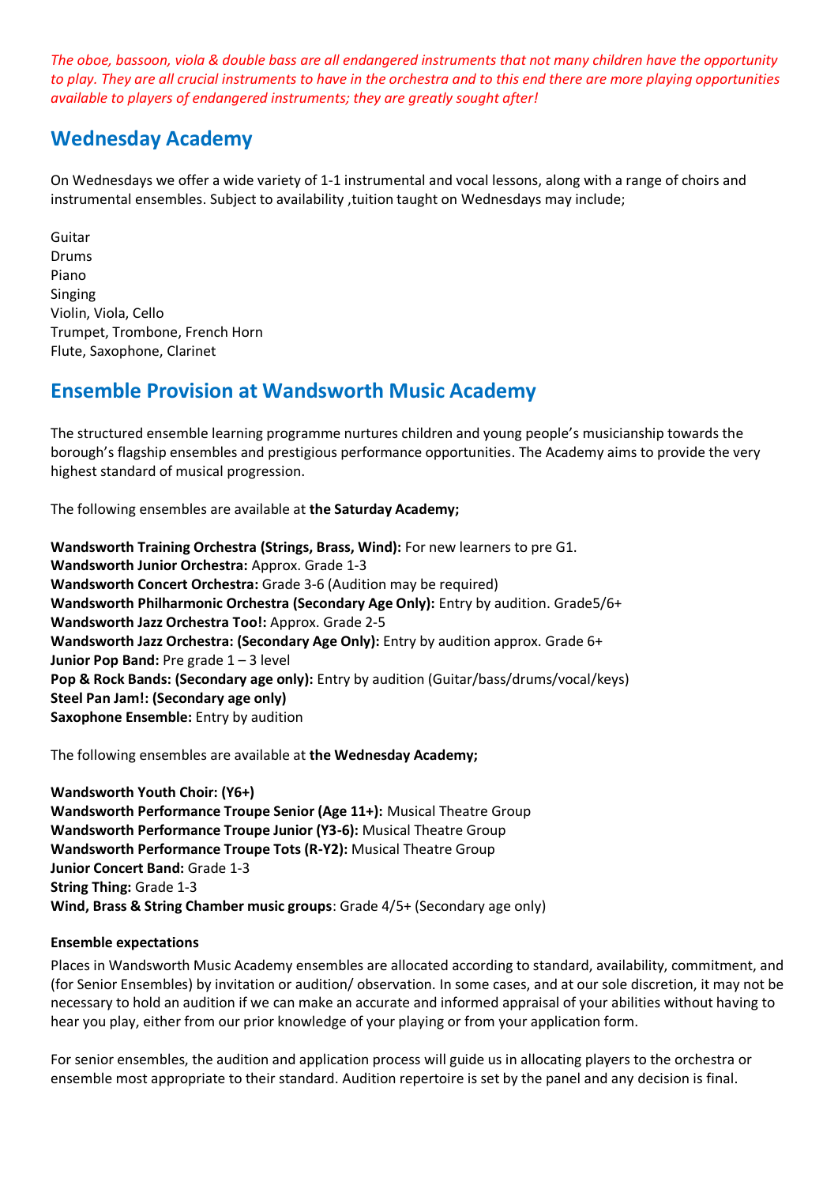*The oboe, bassoon, viola & double bass are all endangered instruments that not many children have the opportunity to play. They are all crucial instruments to have in the orchestra and to this end there are more playing opportunities available to players of endangered instruments; they are greatly sought after!*

## Wednesday Academy

On Wednesdays we offer a wide variety of 1-1 instrumental and vocal lessons, along with a range of choirs and instrumental ensembles. Subject to availability ,tuition taught on Wednesdays may include;

Guitar  
Drums  
Piano  
Singing  
Violin, Viola, Cello  
Trumpet, Trombone, French Horn  
Flute, Saxophone, Clarinet

## Ensemble Provision at Wandsworth Music Academy

The structured ensemble learning programme nurtures children and young people's musicianship towards the borough's flagship ensembles and prestigious performance opportunities. The Academy aims to provide the very highest standard of musical progression.

The following ensembles are available at **the Saturday Academy;**

**Wandsworth Training Orchestra (Strings, Brass, Wind):** For new learners to pre G1.  
**Wandsworth Junior Orchestra:** Approx. Grade 1-3  
**Wandsworth Concert Orchestra:** Grade 3-6 (Audition may be required)  
**Wandsworth Philharmonic Orchestra (Secondary Age Only):** Entry by audition. Grade5/6+  
**Wandsworth Jazz Orchestra Too!:** Approx. Grade 2-5  
**Wandsworth Jazz Orchestra: (Secondary Age Only):** Entry by audition approx. Grade 6+  
**Junior Pop Band:** Pre grade 1 – 3 level  
**Pop & Rock Bands: (Secondary age only):** Entry by audition (Guitar/bass/drums/vocal/keys)  
**Steel Pan Jam!: (Secondary age only)**  
**Saxophone Ensemble:** Entry by audition

The following ensembles are available at **the Wednesday Academy;**

**Wandsworth Youth Choir: (Y6+)**  
**Wandsworth Performance Troupe Senior (Age 11+):** Musical Theatre Group  
**Wandsworth Performance Troupe Junior (Y3-6):** Musical Theatre Group  
**Wandsworth Performance Troupe Tots (R-Y2):** Musical Theatre Group  
**Junior Concert Band:** Grade 1-3  
**String Thing:** Grade 1-3  
**Wind, Brass & String Chamber music groups**: Grade 4/5+ (Secondary age only)

**Ensemble expectations**

Places in Wandsworth Music Academy ensembles are allocated according to standard, availability, commitment, and (for Senior Ensembles) by invitation or audition/ observation. In some cases, and at our sole discretion, it may not be necessary to hold an audition if we can make an accurate and informed appraisal of your abilities without having to hear you play, either from our prior knowledge of your playing or from your application form.

For senior ensembles, the audition and application process will guide us in allocating players to the orchestra or ensemble most appropriate to their standard. Audition repertoire is set by the panel and any decision is final.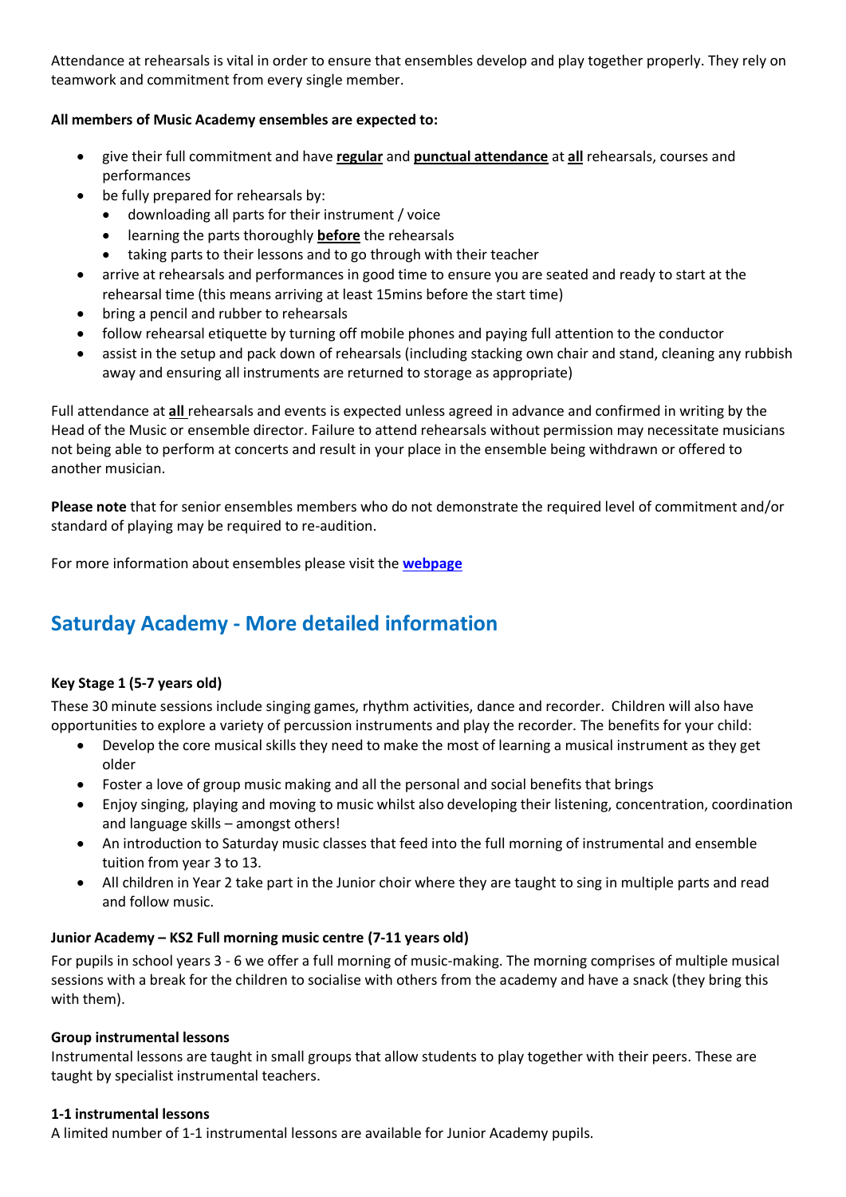Attendance at rehearsals is vital in order to ensure that ensembles develop and play together properly. They rely on teamwork and commitment from every single member.

**All members of Music Academy ensembles are expected to:**

- give their full commitment and have **regular** and **punctual attendance** at **all** rehearsals, courses and performances
- be fully prepared for rehearsals by:
    - downloading all parts for their instrument / voice
    - learning the parts thoroughly **before** the rehearsals
    - taking parts to their lessons and to go through with their teacher
- arrive at rehearsals and performances in good time to ensure you are seated and ready to start at the rehearsal time (this means arriving at least 15mins before the start time)
- bring a pencil and rubber to rehearsals
- follow rehearsal etiquette by turning off mobile phones and paying full attention to the conductor
- assist in the setup and pack down of rehearsals (including stacking own chair and stand, cleaning any rubbish away and ensuring all instruments are returned to storage as appropriate)

Full attendance at **all** rehearsals and events is expected unless agreed in advance and confirmed in writing by the Head of the Music or ensemble director. Failure to attend rehearsals without permission may necessitate musicians not being able to perform at concerts and result in your place in the ensemble being withdrawn or offered to another musician.

**Please note** that for senior ensembles members who do not demonstrate the required level of commitment and/or standard of playing may be required to re-audition.

For more information about ensembles please visit the **webpage**

## Saturday Academy - More detailed information

**Key Stage 1 (5-7 years old)**

These 30 minute sessions include singing games, rhythm activities, dance and recorder. Children will also have opportunities to explore a variety of percussion instruments and play the recorder. The benefits for your child:

- Develop the core musical skills they need to make the most of learning a musical instrument as they get older
- Foster a love of group music making and all the personal and social benefits that brings
- Enjoy singing, playing and moving to music whilst also developing their listening, concentration, coordination and language skills – amongst others!
- An introduction to Saturday music classes that feed into the full morning of instrumental and ensemble tuition from year 3 to 13.
- All children in Year 2 take part in the Junior choir where they are taught to sing in multiple parts and read and follow music.

**Junior Academy – KS2 Full morning music centre (7-11 years old)**

For pupils in school years 3 - 6 we offer a full morning of music-making. The morning comprises of multiple musical sessions with a break for the children to socialise with others from the academy and have a snack (they bring this with them).

**Group instrumental lessons**

Instrumental lessons are taught in small groups that allow students to play together with their peers. These are taught by specialist instrumental teachers.

**1-1 instrumental lessons**

A limited number of 1-1 instrumental lessons are available for Junior Academy pupils.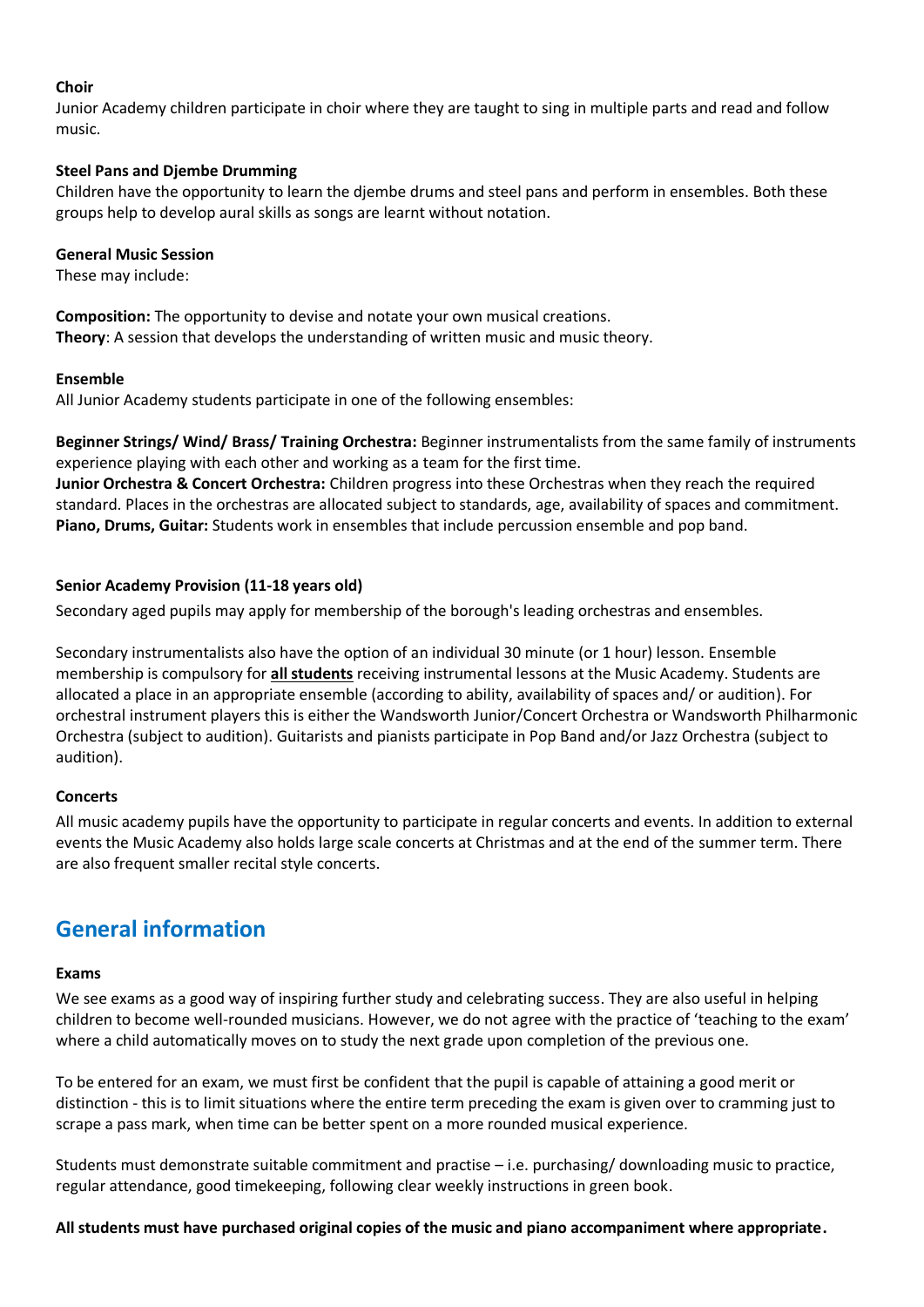**Choir**

Junior Academy children participate in choir where they are taught to sing in multiple parts and read and follow music.

**Steel Pans and Djembe Drumming**

Children have the opportunity to learn the djembe drums and steel pans and perform in ensembles. Both these groups help to develop aural skills as songs are learnt without notation.

**General Music Session**

These may include:

**Composition:** The opportunity to devise and notate your own musical creations.
**Theory**: A session that develops the understanding of written music and music theory.

**Ensemble**

All Junior Academy students participate in one of the following ensembles:

**Beginner Strings/ Wind/ Brass/ Training Orchestra:** Beginner instrumentalists from the same family of instruments experience playing with each other and working as a team for the first time.
**Junior Orchestra & Concert Orchestra:** Children progress into these Orchestras when they reach the required standard. Places in the orchestras are allocated subject to standards, age, availability of spaces and commitment.
**Piano, Drums, Guitar:** Students work in ensembles that include percussion ensemble and pop band.

**Senior Academy Provision (11-18 years old)**

Secondary aged pupils may apply for membership of the borough's leading orchestras and ensembles.

Secondary instrumentalists also have the option of an individual 30 minute (or 1 hour) lesson. Ensemble membership is compulsory for **all students** receiving instrumental lessons at the Music Academy. Students are allocated a place in an appropriate ensemble (according to ability, availability of spaces and/ or audition). For orchestral instrument players this is either the Wandsworth Junior/Concert Orchestra or Wandsworth Philharmonic Orchestra (subject to audition). Guitarists and pianists participate in Pop Band and/or Jazz Orchestra (subject to audition).

**Concerts**

All music academy pupils have the opportunity to participate in regular concerts and events. In addition to external events the Music Academy also holds large scale concerts at Christmas and at the end of the summer term. There are also frequent smaller recital style concerts.

## General information

**Exams**

We see exams as a good way of inspiring further study and celebrating success. They are also useful in helping children to become well-rounded musicians. However, we do not agree with the practice of 'teaching to the exam' where a child automatically moves on to study the next grade upon completion of the previous one.

To be entered for an exam, we must first be confident that the pupil is capable of attaining a good merit or distinction - this is to limit situations where the entire term preceding the exam is given over to cramming just to scrape a pass mark, when time can be better spent on a more rounded musical experience.

Students must demonstrate suitable commitment and practise – i.e. purchasing/ downloading music to practice, regular attendance, good timekeeping, following clear weekly instructions in green book.

**All students must have purchased original copies of the music and piano accompaniment where appropriate.**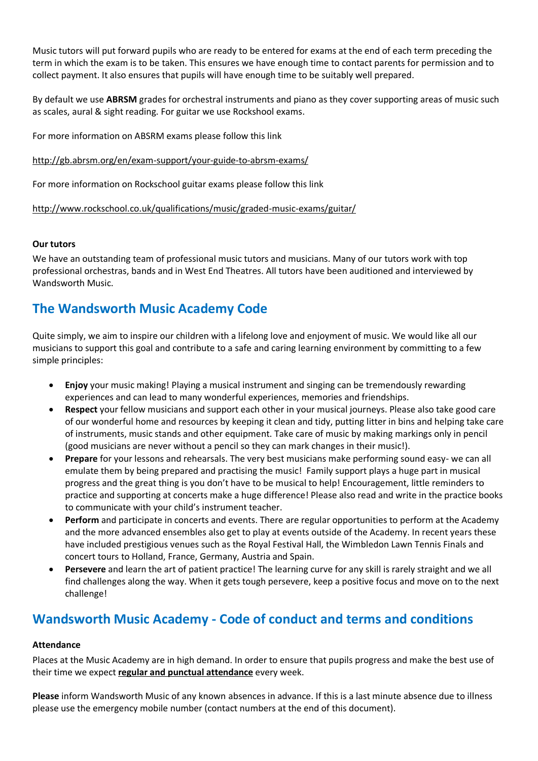Music tutors will put forward pupils who are ready to be entered for exams at the end of each term preceding the term in which the exam is to be taken. This ensures we have enough time to contact parents for permission and to collect payment. It also ensures that pupils will have enough time to be suitably well prepared.

By default we use **ABRSM** grades for orchestral instruments and piano as they cover supporting areas of music such as scales, aural & sight reading. For guitar we use Rockshool exams.

For more information on ABSRM exams please follow this link

http://gb.abrsm.org/en/exam-support/your-guide-to-abrsm-exams/

For more information on Rockschool guitar exams please follow this link

http://www.rockschool.co.uk/qualifications/music/graded-music-exams/guitar/

**Our tutors**

We have an outstanding team of professional music tutors and musicians. Many of our tutors work with top professional orchestras, bands and in West End Theatres. All tutors have been auditioned and interviewed by Wandsworth Music.

## The Wandsworth Music Academy Code

Quite simply, we aim to inspire our children with a lifelong love and enjoyment of music. We would like all our musicians to support this goal and contribute to a safe and caring learning environment by committing to a few simple principles:

- **Enjoy** your music making! Playing a musical instrument and singing can be tremendously rewarding experiences and can lead to many wonderful experiences, memories and friendships.
- **Respect** your fellow musicians and support each other in your musical journeys. Please also take good care of our wonderful home and resources by keeping it clean and tidy, putting litter in bins and helping take care of instruments, music stands and other equipment. Take care of music by making markings only in pencil (good musicians are never without a pencil so they can mark changes in their music!).
- **Prepare** for your lessons and rehearsals. The very best musicians make performing sound easy- we can all emulate them by being prepared and practising the music! Family support plays a huge part in musical progress and the great thing is you don't have to be musical to help! Encouragement, little reminders to practice and supporting at concerts make a huge difference! Please also read and write in the practice books to communicate with your child's instrument teacher.
- **Perform** and participate in concerts and events. There are regular opportunities to perform at the Academy and the more advanced ensembles also get to play at events outside of the Academy. In recent years these have included prestigious venues such as the Royal Festival Hall, the Wimbledon Lawn Tennis Finals and concert tours to Holland, France, Germany, Austria and Spain.
- **Persevere** and learn the art of patient practice! The learning curve for any skill is rarely straight and we all find challenges along the way. When it gets tough persevere, keep a positive focus and move on to the next challenge!

## Wandsworth Music Academy - Code of conduct and terms and conditions

**Attendance**

Places at the Music Academy are in high demand. In order to ensure that pupils progress and make the best use of their time we expect **regular and punctual attendance** every week.

**Please** inform Wandsworth Music of any known absences in advance. If this is a last minute absence due to illness please use the emergency mobile number (contact numbers at the end of this document).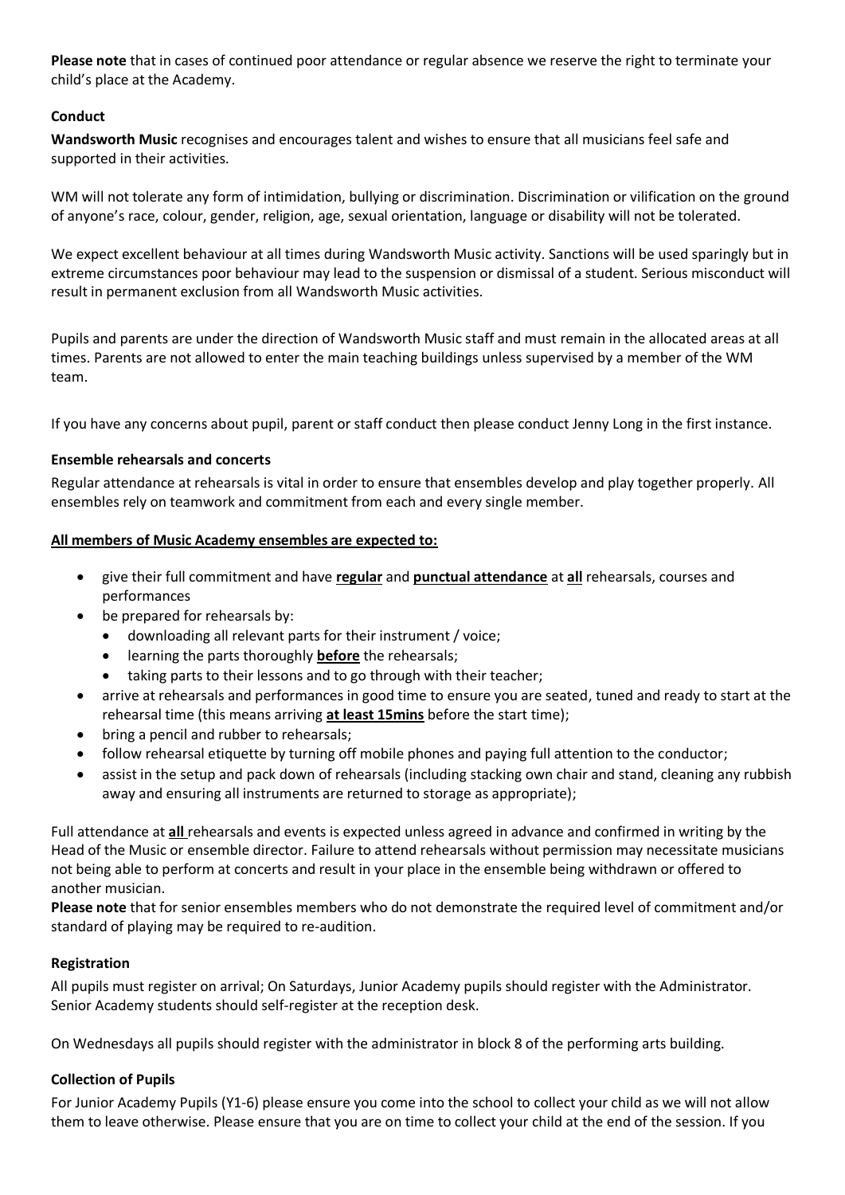**Please note** that in cases of continued poor attendance or regular absence we reserve the right to terminate your child's place at the Academy.

**Conduct**

**Wandsworth Music** recognises and encourages talent and wishes to ensure that all musicians feel safe and supported in their activities.

WM will not tolerate any form of intimidation, bullying or discrimination. Discrimination or vilification on the ground of anyone's race, colour, gender, religion, age, sexual orientation, language or disability will not be tolerated.

We expect excellent behaviour at all times during Wandsworth Music activity. Sanctions will be used sparingly but in extreme circumstances poor behaviour may lead to the suspension or dismissal of a student. Serious misconduct will result in permanent exclusion from all Wandsworth Music activities.

Pupils and parents are under the direction of Wandsworth Music staff and must remain in the allocated areas at all times. Parents are not allowed to enter the main teaching buildings unless supervised by a member of the WM team.

If you have any concerns about pupil, parent or staff conduct then please conduct Jenny Long in the first instance.

**Ensemble rehearsals and concerts**

Regular attendance at rehearsals is vital in order to ensure that ensembles develop and play together properly. All ensembles rely on teamwork and commitment from each and every single member.

**All members of Music Academy ensembles are expected to:**

- give their full commitment and have **regular** and **punctual attendance** at **all** rehearsals, courses and performances
- be prepared for rehearsals by:
  - downloading all relevant parts for their instrument / voice;
  - learning the parts thoroughly **before** the rehearsals;
  - taking parts to their lessons and to go through with their teacher;
- arrive at rehearsals and performances in good time to ensure you are seated, tuned and ready to start at the rehearsal time (this means arriving **at least 15mins** before the start time);
- bring a pencil and rubber to rehearsals;
- follow rehearsal etiquette by turning off mobile phones and paying full attention to the conductor;
- assist in the setup and pack down of rehearsals (including stacking own chair and stand, cleaning any rubbish away and ensuring all instruments are returned to storage as appropriate);

Full attendance at **all** rehearsals and events is expected unless agreed in advance and confirmed in writing by the Head of the Music or ensemble director. Failure to attend rehearsals without permission may necessitate musicians not being able to perform at concerts and result in your place in the ensemble being withdrawn or offered to another musician.

**Please note** that for senior ensembles members who do not demonstrate the required level of commitment and/or standard of playing may be required to re-audition.

**Registration**

All pupils must register on arrival; On Saturdays, Junior Academy pupils should register with the Administrator. Senior Academy students should self-register at the reception desk.

On Wednesdays all pupils should register with the administrator in block 8 of the performing arts building.

**Collection of Pupils**

For Junior Academy Pupils (Y1-6) please ensure you come into the school to collect your child as we will not allow them to leave otherwise. Please ensure that you are on time to collect your child at the end of the session. If you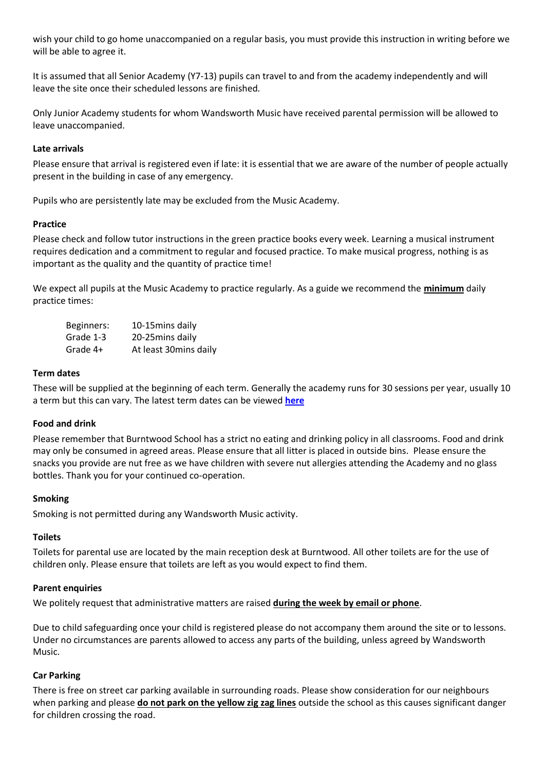wish your child to go home unaccompanied on a regular basis, you must provide this instruction in writing before we will be able to agree it.

It is assumed that all Senior Academy (Y7-13) pupils can travel to and from the academy independently and will leave the site once their scheduled lessons are finished.

Only Junior Academy students for whom Wandsworth Music have received parental permission will be allowed to leave unaccompanied.

**Late arrivals**

Please ensure that arrival is registered even if late: it is essential that we are aware of the number of people actually present in the building in case of any emergency.

Pupils who are persistently late may be excluded from the Music Academy.

**Practice**

Please check and follow tutor instructions in the green practice books every week. Learning a musical instrument requires dedication and a commitment to regular and focused practice. To make musical progress, nothing is as important as the quality and the quantity of practice time!

We expect all pupils at the Music Academy to practice regularly. As a guide we recommend the **minimum** daily practice times:

| | |
|---|---|
| Beginners: | 10-15mins daily |
| Grade 1-3 | 20-25mins daily |
| Grade 4+ | At least 30mins daily |

**Term dates**

These will be supplied at the beginning of each term. Generally the academy runs for 30 sessions per year, usually 10 a term but this can vary. The latest term dates can be viewed **here**

**Food and drink**

Please remember that Burntwood School has a strict no eating and drinking policy in all classrooms. Food and drink may only be consumed in agreed areas. Please ensure that all litter is placed in outside bins. Please ensure the snacks you provide are nut free as we have children with severe nut allergies attending the Academy and no glass bottles. Thank you for your continued co-operation.

**Smoking**

Smoking is not permitted during any Wandsworth Music activity.

**Toilets**

Toilets for parental use are located by the main reception desk at Burntwood. All other toilets are for the use of children only. Please ensure that toilets are left as you would expect to find them.

**Parent enquiries**

We politely request that administrative matters are raised **during the week by email or phone**.

Due to child safeguarding once your child is registered please do not accompany them around the site or to lessons. Under no circumstances are parents allowed to access any parts of the building, unless agreed by Wandsworth Music.

**Car Parking**

There is free on street car parking available in surrounding roads. Please show consideration for our neighbours when parking and please **do not park on the yellow zig zag lines** outside the school as this causes significant danger for children crossing the road.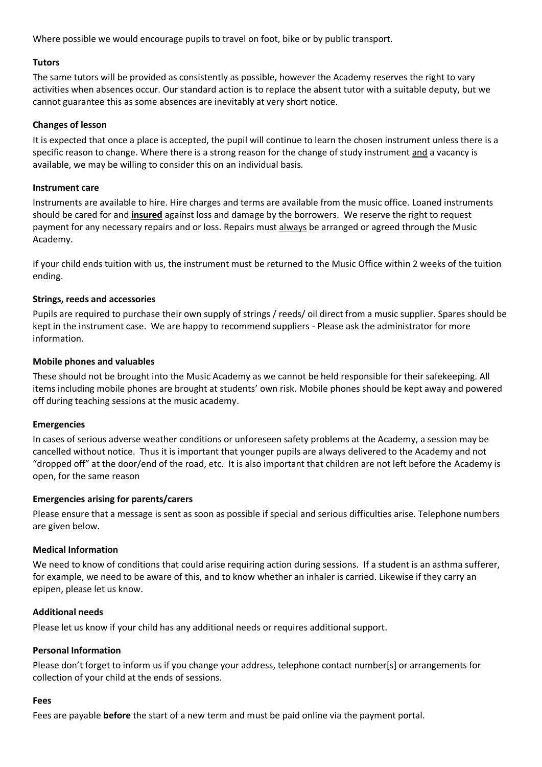Where possible we would encourage pupils to travel on foot, bike or by public transport.

**Tutors**

The same tutors will be provided as consistently as possible, however the Academy reserves the right to vary activities when absences occur. Our standard action is to replace the absent tutor with a suitable deputy, but we cannot guarantee this as some absences are inevitably at very short notice.

**Changes of lesson**

It is expected that once a place is accepted, the pupil will continue to learn the chosen instrument unless there is a specific reason to change. Where there is a strong reason for the change of study instrument and a vacancy is available, we may be willing to consider this on an individual basis.

**Instrument care**

Instruments are available to hire. Hire charges and terms are available from the music office. Loaned instruments should be cared for and **insured** against loss and damage by the borrowers. We reserve the right to request payment for any necessary repairs and or loss. Repairs must always be arranged or agreed through the Music Academy.

If your child ends tuition with us, the instrument must be returned to the Music Office within 2 weeks of the tuition ending.

**Strings, reeds and accessories**

Pupils are required to purchase their own supply of strings / reeds/ oil direct from a music supplier. Spares should be kept in the instrument case. We are happy to recommend suppliers - Please ask the administrator for more information.

**Mobile phones and valuables**

These should not be brought into the Music Academy as we cannot be held responsible for their safekeeping. All items including mobile phones are brought at students' own risk. Mobile phones should be kept away and powered off during teaching sessions at the music academy.

**Emergencies**

In cases of serious adverse weather conditions or unforeseen safety problems at the Academy, a session may be cancelled without notice. Thus it is important that younger pupils are always delivered to the Academy and not "dropped off" at the door/end of the road, etc. It is also important that children are not left before the Academy is open, for the same reason

**Emergencies arising for parents/carers**

Please ensure that a message is sent as soon as possible if special and serious difficulties arise. Telephone numbers are given below.

**Medical Information**

We need to know of conditions that could arise requiring action during sessions. If a student is an asthma sufferer, for example, we need to be aware of this, and to know whether an inhaler is carried. Likewise if they carry an epipen, please let us know.

**Additional needs**

Please let us know if your child has any additional needs or requires additional support.

**Personal Information**

Please don't forget to inform us if you change your address, telephone contact number[s] or arrangements for collection of your child at the ends of sessions.

**Fees**

Fees are payable **before** the start of a new term and must be paid online via the payment portal.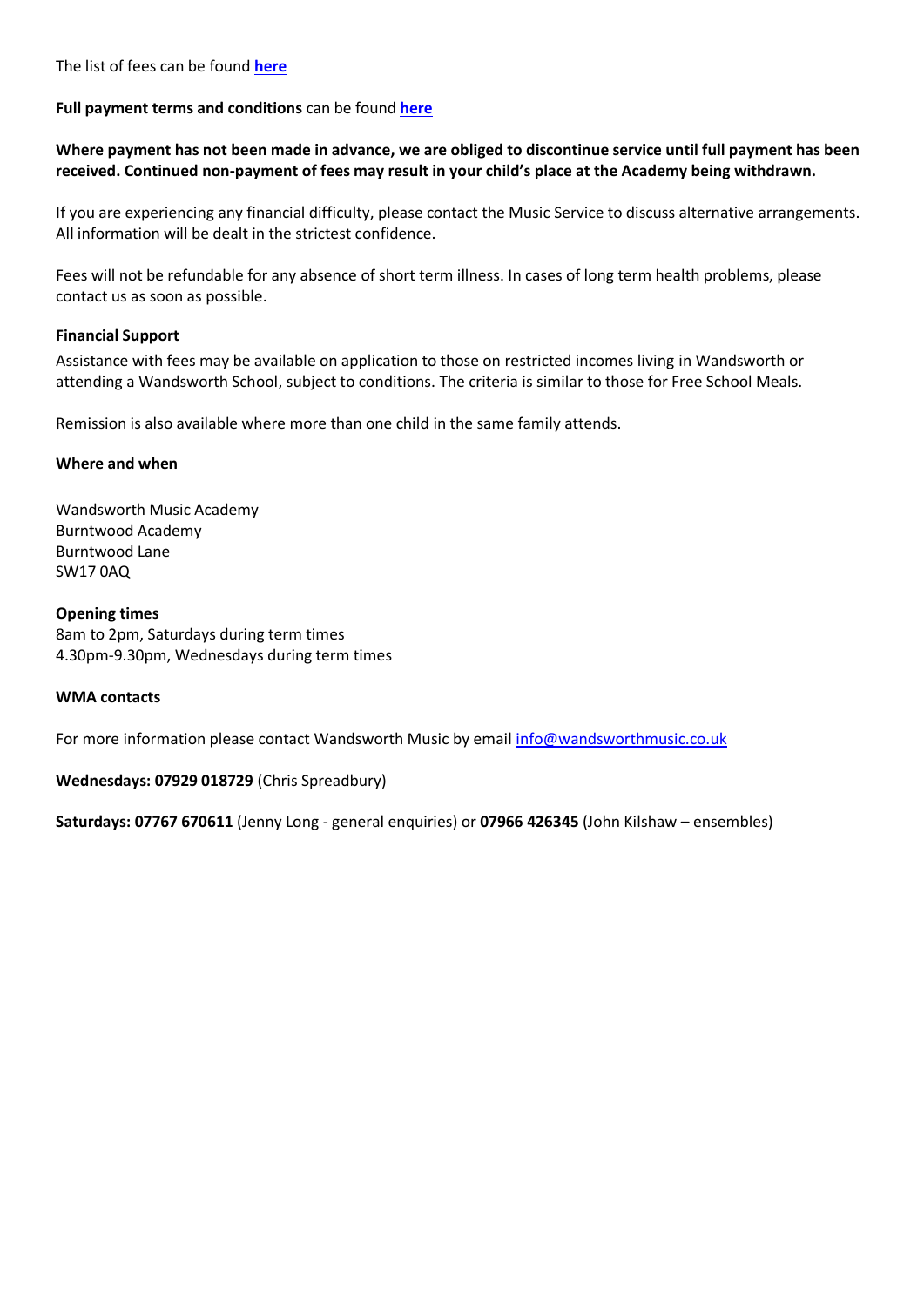The list of fees can be found **here**

**Full payment terms and conditions** can be found **here**

**Where payment has not been made in advance, we are obliged to discontinue service until full payment has been received. Continued non-payment of fees may result in your child's place at the Academy being withdrawn.**

If you are experiencing any financial difficulty, please contact the Music Service to discuss alternative arrangements. All information will be dealt in the strictest confidence.

Fees will not be refundable for any absence of short term illness. In cases of long term health problems, please contact us as soon as possible.

**Financial Support**

Assistance with fees may be available on application to those on restricted incomes living in Wandsworth or attending a Wandsworth School, subject to conditions. The criteria is similar to those for Free School Meals.

Remission is also available where more than one child in the same family attends.

**Where and when**

Wandsworth Music Academy
Burntwood Academy
Burntwood Lane
SW17 0AQ

**Opening times**
8am to 2pm, Saturdays during term times
4.30pm-9.30pm, Wednesdays during term times

**WMA contacts**

For more information please contact Wandsworth Music by email info@wandsworthmusic.co.uk

**Wednesdays: 07929 018729** (Chris Spreadbury)

**Saturdays: 07767 670611** (Jenny Long - general enquiries) or **07966 426345** (John Kilshaw – ensembles)